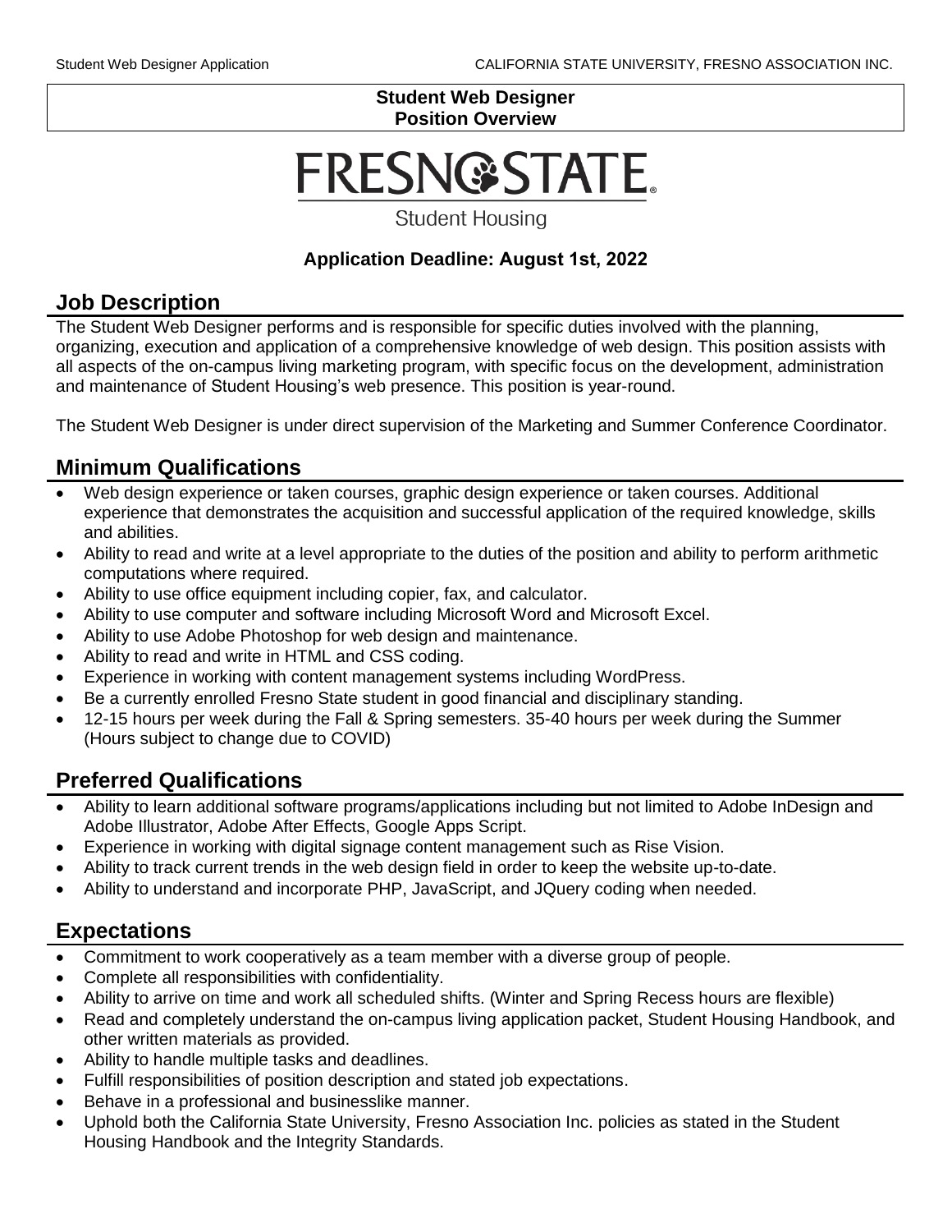**Student Web Designer**
**Position Overview**

FRESNO STATE

Student Housing

**Application Deadline: August 1st, 2022**

## Job Description

The Student Web Designer performs and is responsible for specific duties involved with the planning, organizing, execution and application of a comprehensive knowledge of web design. This position assists with all aspects of the on-campus living marketing program, with specific focus on the development, administration and maintenance of Student Housing's web presence. This position is year-round.

The Student Web Designer is under direct supervision of the Marketing and Summer Conference Coordinator.

## Minimum Qualifications

- Web design experience or taken courses, graphic design experience or taken courses. Additional experience that demonstrates the acquisition and successful application of the required knowledge, skills and abilities.
- Ability to read and write at a level appropriate to the duties of the position and ability to perform arithmetic computations where required.
- Ability to use office equipment including copier, fax, and calculator.
- Ability to use computer and software including Microsoft Word and Microsoft Excel.
- Ability to use Adobe Photoshop for web design and maintenance.
- Ability to read and write in HTML and CSS coding.
- Experience in working with content management systems including WordPress.
- Be a currently enrolled Fresno State student in good financial and disciplinary standing.
- 12-15 hours per week during the Fall & Spring semesters. 35-40 hours per week during the Summer (Hours subject to change due to COVID)

## Preferred Qualifications

- Ability to learn additional software programs/applications including but not limited to Adobe InDesign and Adobe Illustrator, Adobe After Effects, Google Apps Script.
- Experience in working with digital signage content management such as Rise Vision.
- Ability to track current trends in the web design field in order to keep the website up-to-date.
- Ability to understand and incorporate PHP, JavaScript, and JQuery coding when needed.

## Expectations

- Commitment to work cooperatively as a team member with a diverse group of people.
- Complete all responsibilities with confidentiality.
- Ability to arrive on time and work all scheduled shifts. (Winter and Spring Recess hours are flexible)
- Read and completely understand the on-campus living application packet, Student Housing Handbook, and other written materials as provided.
- Ability to handle multiple tasks and deadlines.
- Fulfill responsibilities of position description and stated job expectations.
- Behave in a professional and businesslike manner.
- Uphold both the California State University, Fresno Association Inc. policies as stated in the Student Housing Handbook and the Integrity Standards.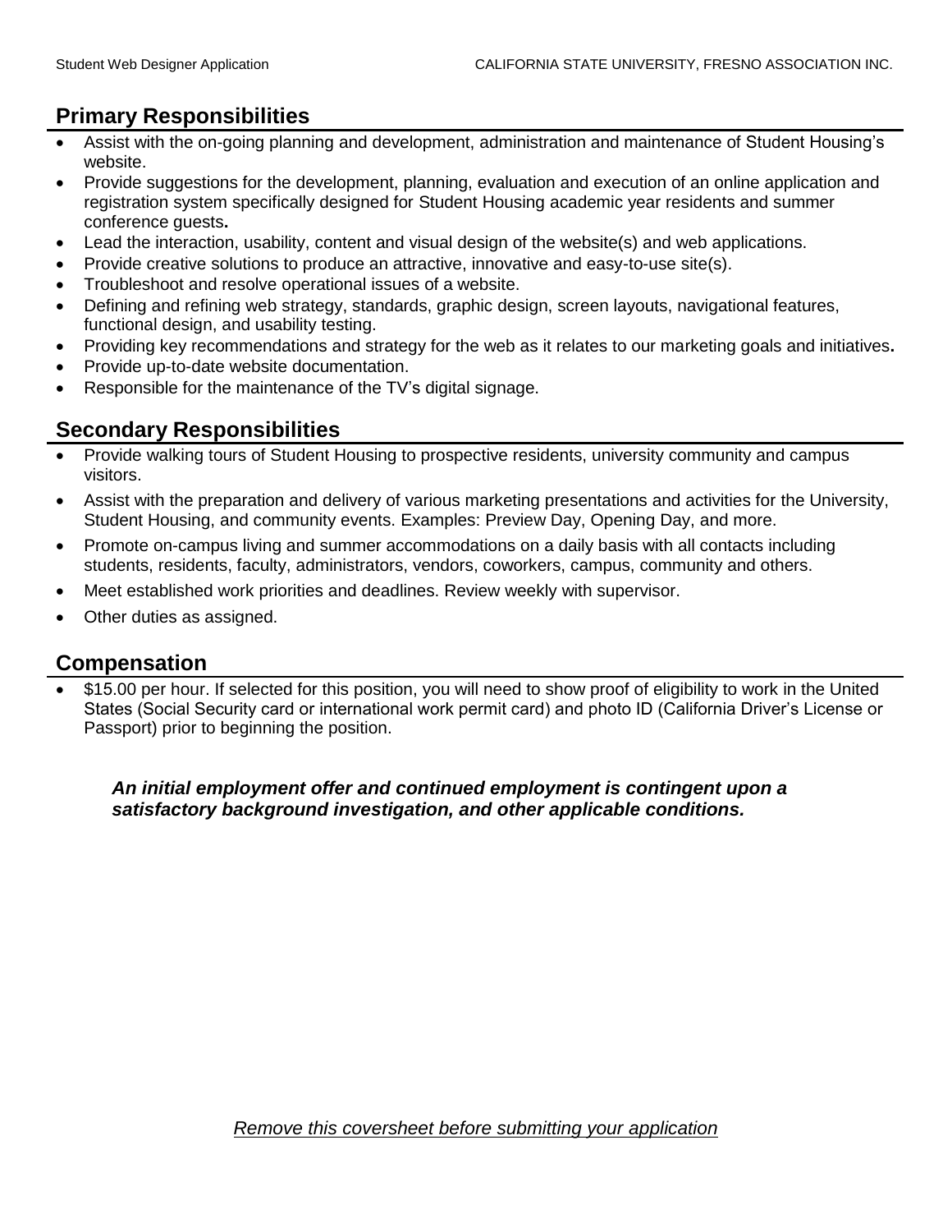## Primary Responsibilities

- Assist with the on-going planning and development, administration and maintenance of Student Housing's website.
- Provide suggestions for the development, planning, evaluation and execution of an online application and registration system specifically designed for Student Housing academic year residents and summer conference guests**.**
- Lead the interaction, usability, content and visual design of the website(s) and web applications.
- Provide creative solutions to produce an attractive, innovative and easy-to-use site(s).
- Troubleshoot and resolve operational issues of a website.
- Defining and refining web strategy, standards, graphic design, screen layouts, navigational features, functional design, and usability testing.
- Providing key recommendations and strategy for the web as it relates to our marketing goals and initiatives**.**
- Provide up-to-date website documentation.
- Responsible for the maintenance of the TV's digital signage.

## Secondary Responsibilities

- Provide walking tours of Student Housing to prospective residents, university community and campus visitors.
- Assist with the preparation and delivery of various marketing presentations and activities for the University, Student Housing, and community events. Examples: Preview Day, Opening Day, and more.
- Promote on-campus living and summer accommodations on a daily basis with all contacts including students, residents, faculty, administrators, vendors, coworkers, campus, community and others.
- Meet established work priorities and deadlines. Review weekly with supervisor.
- Other duties as assigned.

## Compensation

- $15.00 per hour. If selected for this position, you will need to show proof of eligibility to work in the United States (Social Security card or international work permit card) and photo ID (California Driver's License or Passport) prior to beginning the position.

***An initial employment offer and continued employment is contingent upon a satisfactory background investigation, and other applicable conditions.***

_Remove this coversheet before submitting your application_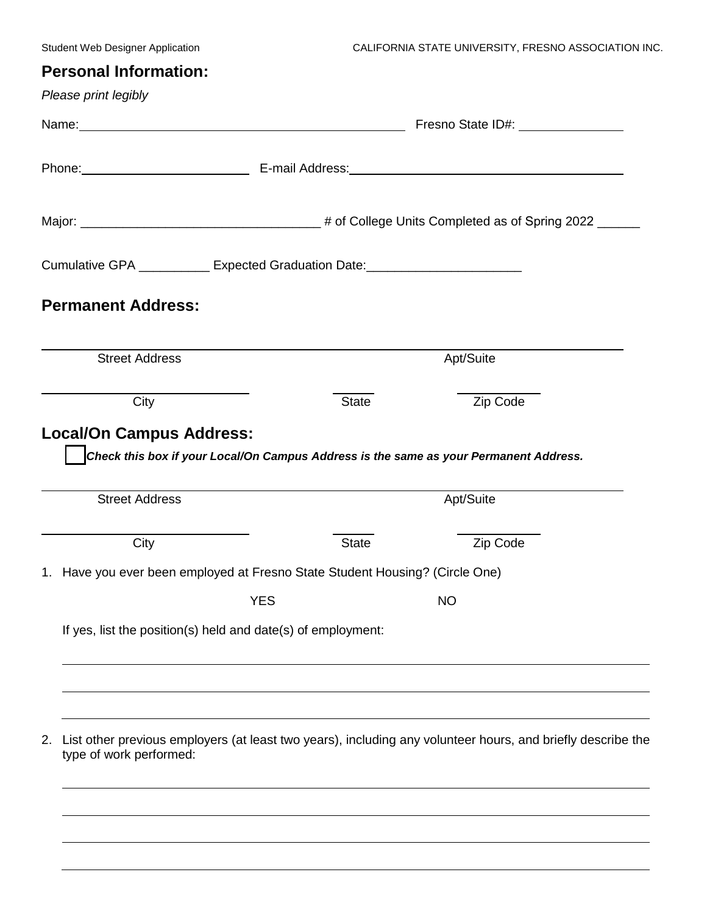## Personal Information:

*Please print legibly*

Name:\_\_\_\_\_\_\_\_\_\_\_\_\_\_\_\_\_\_\_\_\_\_\_\_\_\_\_\_\_\_\_\_\_\_\_\_\_\_\_\_ Fresno State ID#: \_\_\_\_\_\_\_\_\_\_\_\_\_\_\_

Phone:\_\_\_\_\_\_\_\_\_\_\_\_\_\_\_\_\_\_\_\_\_\_\_\_ E-mail Address:\_\_\_\_\_\_\_\_\_\_\_\_\_\_\_\_\_\_\_\_\_\_\_\_\_\_\_\_\_\_\_\_\_\_\_\_\_\_\_\_

Major: \_\_\_\_\_\_\_\_\_\_\_\_\_\_\_\_\_\_\_\_\_\_\_\_\_\_\_\_\_\_\_\_\_\_ # of College Units Completed as of Spring 2022 \_\_\_\_\_\_

Cumulative GPA \_\_\_\_\_\_\_\_\_\_ Expected Graduation Date:\_\_\_\_\_\_\_\_\_\_\_\_\_\_\_\_\_\_\_\_\_\_

## Permanent Address:

\_\_\_\_\_\_\_\_\_\_\_\_\_\_\_\_\_\_\_\_\_\_\_\_\_\_\_\_\_\_\_\_\_\_\_\_\_\_\_\_\_\_\_\_\_\_\_\_\_\_\_\_\_\_\_\_\_\_\_\_\_\_\_\_\_\_\_\_\_\_\_\_\_\_\_\_\_\_\_\_

Street Address Apt/Suite

\_\_\_\_\_\_\_\_\_\_\_\_\_\_\_\_\_\_\_\_\_\_\_\_\_\_\_\_\_ \_\_\_\_\_\_ \_\_\_\_\_\_\_\_\_\_\_\_

City State Zip Code

## Local/On Campus Address:

☐ ***Check this box if your Local/On Campus Address is the same as your Permanent Address.***

\_\_\_\_\_\_\_\_\_\_\_\_\_\_\_\_\_\_\_\_\_\_\_\_\_\_\_\_\_\_\_\_\_\_\_\_\_\_\_\_\_\_\_\_\_\_\_\_\_\_\_\_\_\_\_\_\_\_\_\_\_\_\_\_\_\_\_\_\_\_\_\_\_\_\_\_\_\_\_\_

Street Address Apt/Suite

\_\_\_\_\_\_\_\_\_\_\_\_\_\_\_\_\_\_\_\_\_\_\_\_\_\_\_\_\_ \_\_\_\_\_\_ \_\_\_\_\_\_\_\_\_\_\_\_

City State Zip Code

1. Have you ever been employed at Fresno State Student Housing? (Circle One)

   YES NO

   If yes, list the position(s) held and date(s) of employment:

   \_\_\_\_\_\_\_\_\_\_\_\_\_\_\_\_\_\_\_\_\_\_\_\_\_\_\_\_\_\_\_\_\_\_\_\_\_\_\_\_\_\_\_\_\_\_\_\_\_\_\_\_\_\_\_\_\_\_\_\_\_\_\_\_\_\_\_\_\_\_\_\_\_\_\_\_

   \_\_\_\_\_\_\_\_\_\_\_\_\_\_\_\_\_\_\_\_\_\_\_\_\_\_\_\_\_\_\_\_\_\_\_\_\_\_\_\_\_\_\_\_\_\_\_\_\_\_\_\_\_\_\_\_\_\_\_\_\_\_\_\_\_\_\_\_\_\_\_\_\_\_\_\_

   \_\_\_\_\_\_\_\_\_\_\_\_\_\_\_\_\_\_\_\_\_\_\_\_\_\_\_\_\_\_\_\_\_\_\_\_\_\_\_\_\_\_\_\_\_\_\_\_\_\_\_\_\_\_\_\_\_\_\_\_\_\_\_\_\_\_\_\_\_\_\_\_\_\_\_\_

2. List other previous employers (at least two years), including any volunteer hours, and briefly describe the type of work performed:

   \_\_\_\_\_\_\_\_\_\_\_\_\_\_\_\_\_\_\_\_\_\_\_\_\_\_\_\_\_\_\_\_\_\_\_\_\_\_\_\_\_\_\_\_\_\_\_\_\_\_\_\_\_\_\_\_\_\_\_\_\_\_\_\_\_\_\_\_\_\_\_\_\_\_\_\_

   \_\_\_\_\_\_\_\_\_\_\_\_\_\_\_\_\_\_\_\_\_\_\_\_\_\_\_\_\_\_\_\_\_\_\_\_\_\_\_\_\_\_\_\_\_\_\_\_\_\_\_\_\_\_\_\_\_\_\_\_\_\_\_\_\_\_\_\_\_\_\_\_\_\_\_\_

   \_\_\_\_\_\_\_\_\_\_\_\_\_\_\_\_\_\_\_\_\_\_\_\_\_\_\_\_\_\_\_\_\_\_\_\_\_\_\_\_\_\_\_\_\_\_\_\_\_\_\_\_\_\_\_\_\_\_\_\_\_\_\_\_\_\_\_\_\_\_\_\_\_\_\_\_

   \_\_\_\_\_\_\_\_\_\_\_\_\_\_\_\_\_\_\_\_\_\_\_\_\_\_\_\_\_\_\_\_\_\_\_\_\_\_\_\_\_\_\_\_\_\_\_\_\_\_\_\_\_\_\_\_\_\_\_\_\_\_\_\_\_\_\_\_\_\_\_\_\_\_\_\_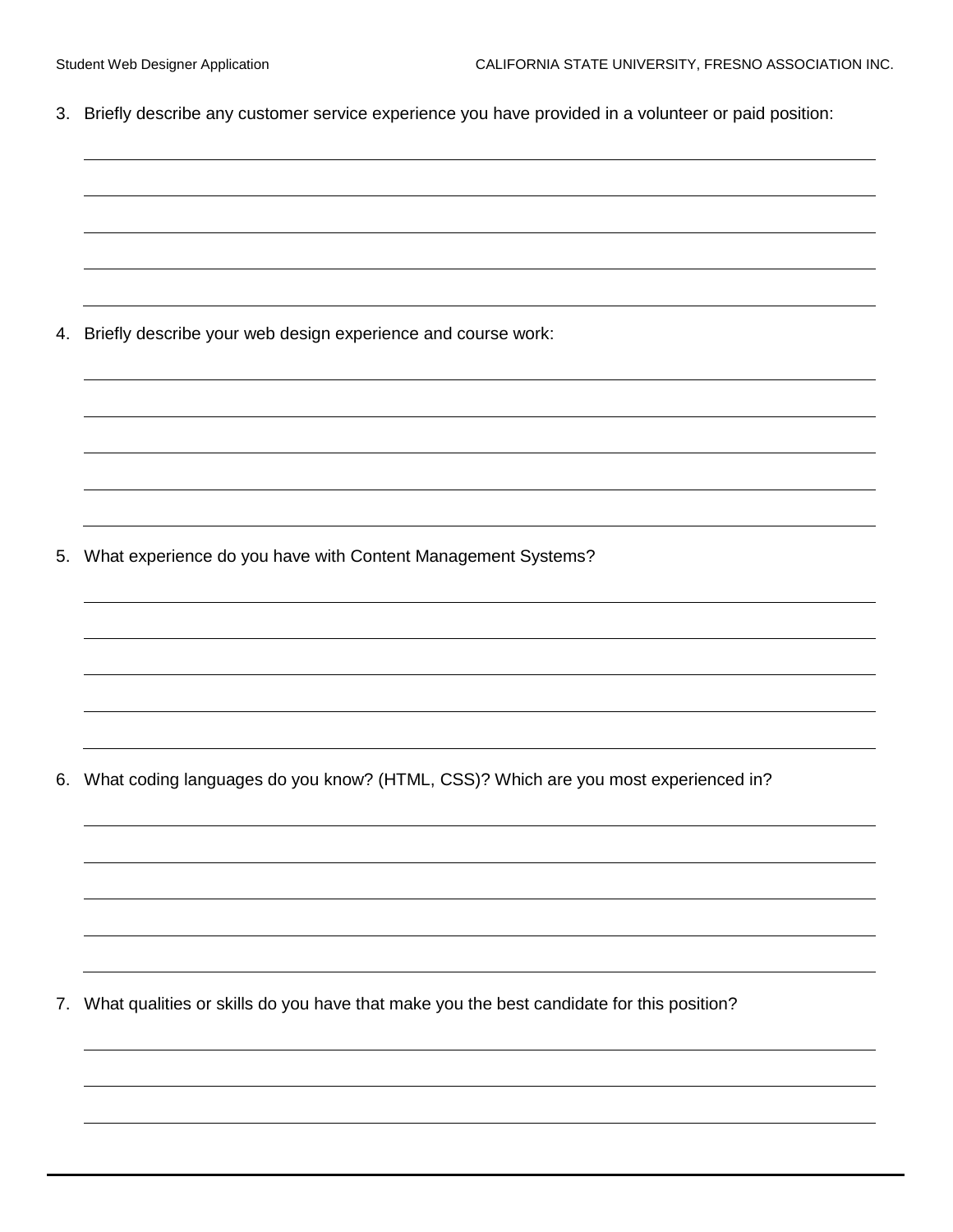3. Briefly describe any customer service experience you have provided in a volunteer or paid position:

4. Briefly describe your web design experience and course work:

5. What experience do you have with Content Management Systems?

6. What coding languages do you know? (HTML, CSS)? Which are you most experienced in?

7. What qualities or skills do you have that make you the best candidate for this position?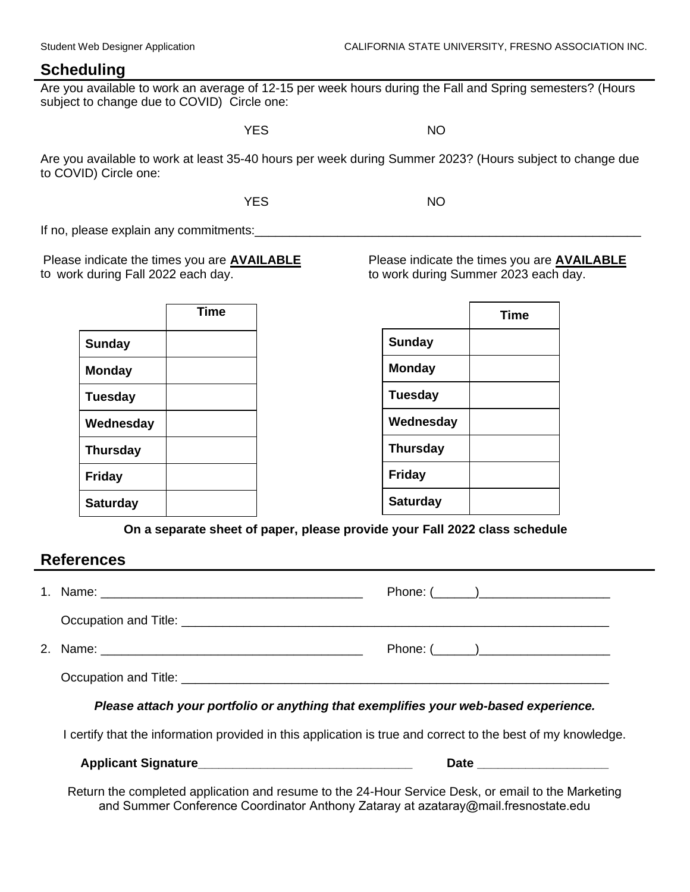## Scheduling

Are you available to work an average of 12-15 per week hours during the Fall and Spring semesters? (Hours subject to change due to COVID) Circle one:

YES NO

Are you available to work at least 35-40 hours per week during Summer 2023? (Hours subject to change due to COVID) Circle one:

YES NO

If no, please explain any commitments:___________________________________________________________

Please indicate the times you are **AVAILABLE** to work during Fall 2022 each day.

| | Time |
|---|---|
| **Sunday** | |
| **Monday** | |
| **Tuesday** | |
| **Wednesday** | |
| **Thursday** | |
| **Friday** | |
| **Saturday** | |

Please indicate the times you are **AVAILABLE** to work during Summer 2023 each day.

| | Time |
|---|---|
| **Sunday** | |
| **Monday** | |
| **Tuesday** | |
| **Wednesday** | |
| **Thursday** | |
| **Friday** | |
| **Saturday** | |

**On a separate sheet of paper, please provide your Fall 2022 class schedule**

## References

1. Name: ______________________________________ Phone: (______)___________________

   Occupation and Title: _________________________________________________________________

2. Name: ______________________________________ Phone: (______)___________________

   Occupation and Title: _________________________________________________________________

***Please attach your portfolio or anything that exemplifies your web-based experience.***

I certify that the information provided in this application is true and correct to the best of my knowledge.

**Applicant Signature**_______________________________ **Date** __________________

Return the completed application and resume to the 24-Hour Service Desk, or email to the Marketing and Summer Conference Coordinator Anthony Zataray at azataray@mail.fresnostate.edu